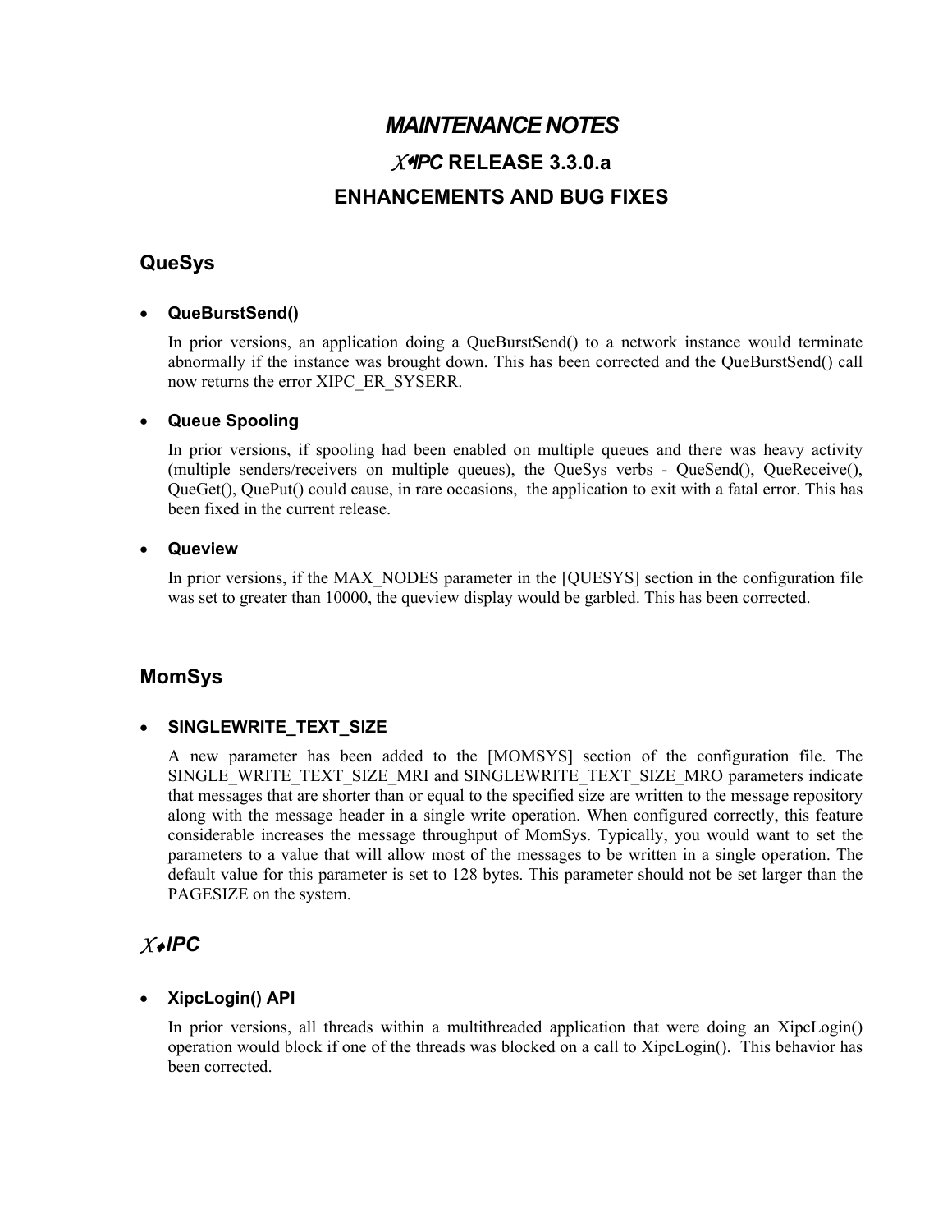# *MAINTENANCE NOTES*

## *X•IPC* RELEASE 3.3.0.a

## ENHANCEMENTS AND BUG FIXES

### QueSys

- **QueBurstSend()**

  In prior versions, an application doing a QueBurstSend() to a network instance would terminate abnormally if the instance was brought down. This has been corrected and the QueBurstSend() call now returns the error XIPC_ER_SYSERR.

- **Queue Spooling**

  In prior versions, if spooling had been enabled on multiple queues and there was heavy activity (multiple senders/receivers on multiple queues), the QueSys verbs - QueSend(), QueReceive(), QueGet(), QuePut() could cause, in rare occasions, the application to exit with a fatal error. This has been fixed in the current release.

- **Queview**

  In prior versions, if the MAX_NODES parameter in the [QUESYS] section in the configuration file was set to greater than 10000, the queview display would be garbled. This has been corrected.

### MomSys

- **SINGLEWRITE_TEXT_SIZE**

  A new parameter has been added to the [MOMSYS] section of the configuration file. The SINGLE_WRITE_TEXT_SIZE_MRI and SINGLEWRITE_TEXT_SIZE_MRO parameters indicate that messages that are shorter than or equal to the specified size are written to the message repository along with the message header in a single write operation. When configured correctly, this feature considerable increases the message throughput of MomSys. Typically, you would want to set the parameters to a value that will allow most of the messages to be written in a single operation. The default value for this parameter is set to 128 bytes. This parameter should not be set larger than the PAGESIZE on the system.

### *X•IPC*

- **XipcLogin() API**

  In prior versions, all threads within a multithreaded application that were doing an XipcLogin() operation would block if one of the threads was blocked on a call to XipcLogin(). This behavior has been corrected.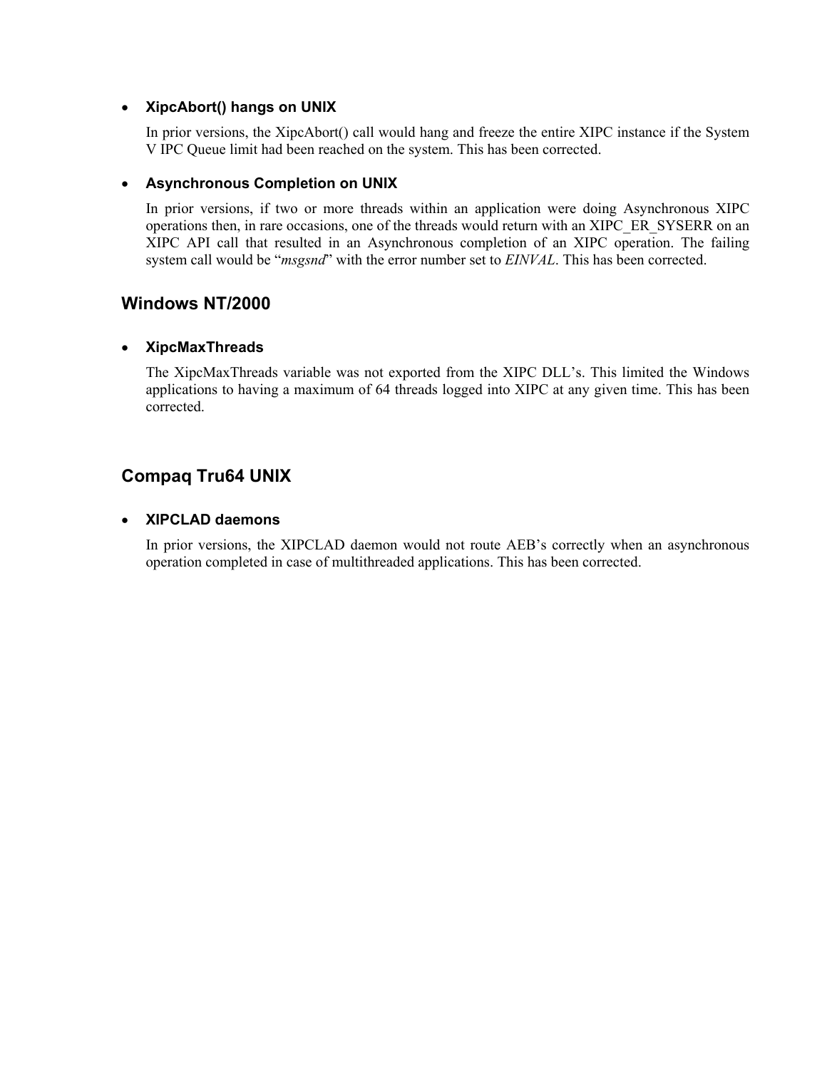- **XipcAbort() hangs on UNIX**

  In prior versions, the XipcAbort() call would hang and freeze the entire XIPC instance if the System V IPC Queue limit had been reached on the system. This has been corrected.

- **Asynchronous Completion on UNIX**

  In prior versions, if two or more threads within an application were doing Asynchronous XIPC operations then, in rare occasions, one of the threads would return with an XIPC_ER_SYSERR on an XIPC API call that resulted in an Asynchronous completion of an XIPC operation. The failing system call would be "*msgsnd*" with the error number set to *EINVAL*. This has been corrected.

## Windows NT/2000

- **XipcMaxThreads**

  The XipcMaxThreads variable was not exported from the XIPC DLL's. This limited the Windows applications to having a maximum of 64 threads logged into XIPC at any given time. This has been corrected.

## Compaq Tru64 UNIX

- **XIPCLAD daemons**

  In prior versions, the XIPCLAD daemon would not route AEB's correctly when an asynchronous operation completed in case of multithreaded applications. This has been corrected.